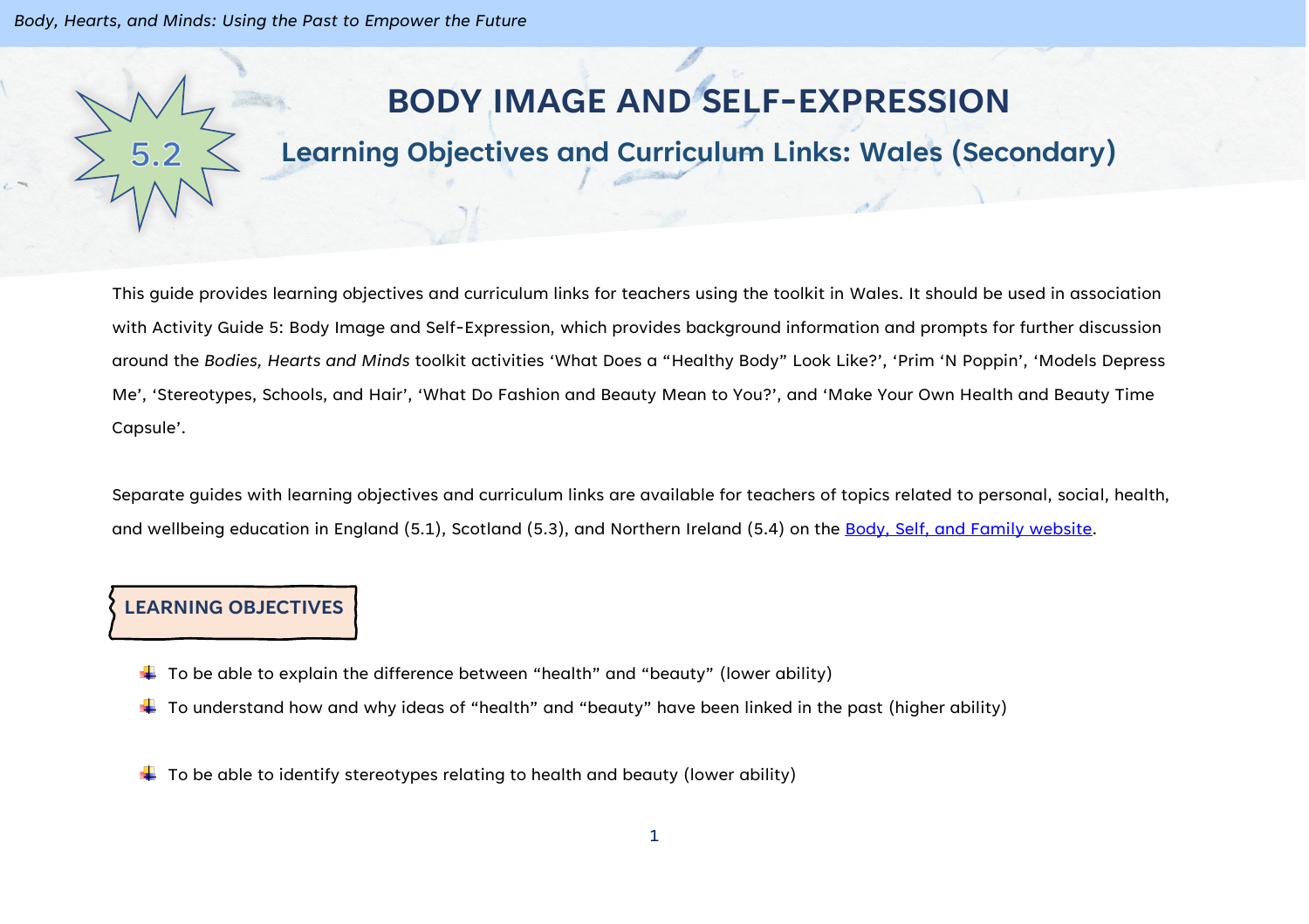# BODY IMAGE AND SELF-EXPRESSION

5.2

## Learning Objectives and Curriculum Links: Wales (Secondary)

This guide provides learning objectives and curriculum links for teachers using the toolkit in Wales. It should be used in association with Activity Guide 5: Body Image and Self-Expression, which provides background information and prompts for further discussion around the *Bodies, Hearts and Minds* toolkit activities 'What Does a "Healthy Body" Look Like?', 'Prim 'N Poppin', 'Models Depress Me', 'Stereotypes, Schools, and Hair', 'What Do Fashion and Beauty Mean to You?', and 'Make Your Own Health and Beauty Time Capsule'.

Separate guides with learning objectives and curriculum links are available for teachers of topics related to personal, social, health, and wellbeing education in England (5.1), Scotland (5.3), and Northern Ireland (5.4) on the [Body, Self, and Family website](Body, Self, and Family website).

### LEARNING OBJECTIVES

- To be able to explain the difference between "health" and "beauty" (lower ability)
- To understand how and why ideas of "health" and "beauty" have been linked in the past (higher ability)

- To be able to identify stereotypes relating to health and beauty (lower ability)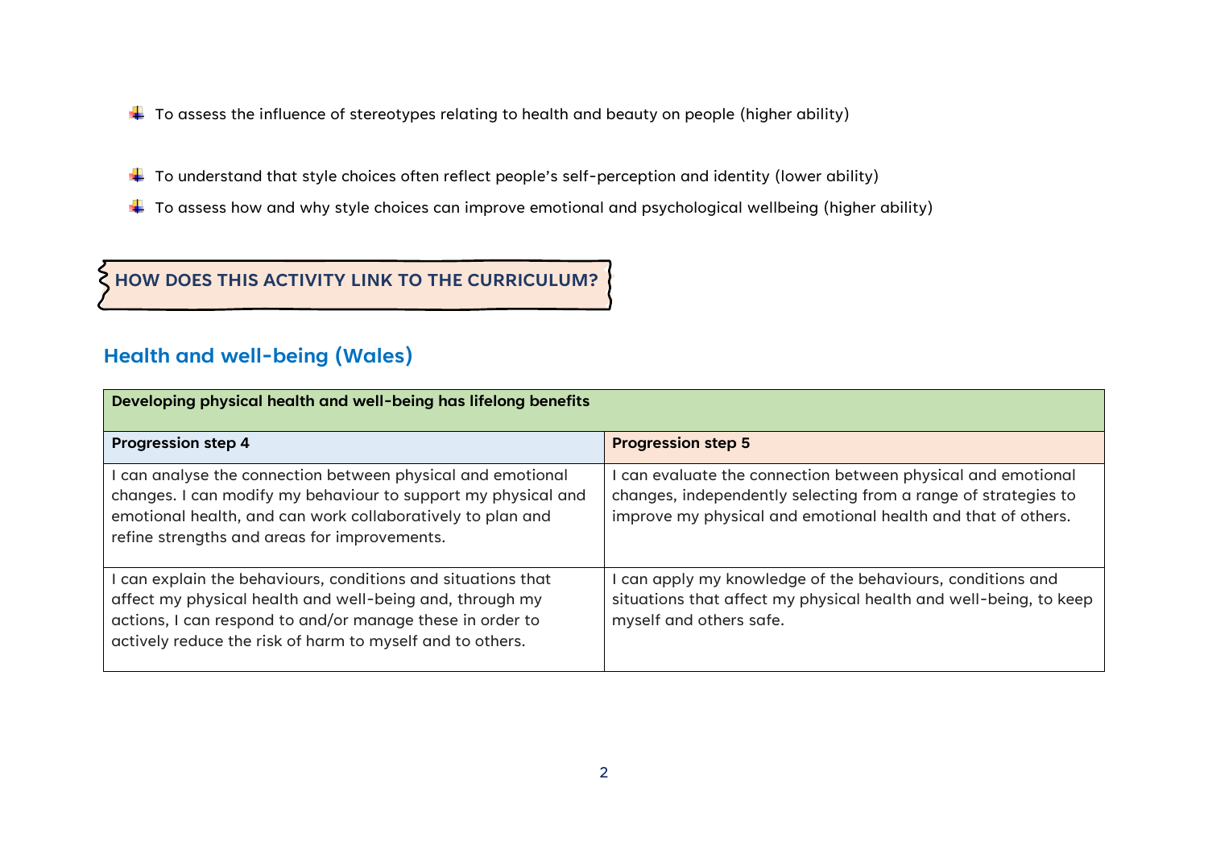- To assess the influence of stereotypes relating to health and beauty on people (higher ability)

- To understand that style choices often reflect people's self-perception and identity (lower ability)
- To assess how and why style choices can improve emotional and psychological wellbeing (higher ability)

## HOW DOES THIS ACTIVITY LINK TO THE CURRICULUM?

## Health and well-being (Wales)

| Developing physical health and well-being has lifelong benefits | |
|---|---|
| **Progression step 4** | **Progression step 5** |
| I can analyse the connection between physical and emotional changes. I can modify my behaviour to support my physical and emotional health, and can work collaboratively to plan and refine strengths and areas for improvements. | I can evaluate the connection between physical and emotional changes, independently selecting from a range of strategies to improve my physical and emotional health and that of others. |
| I can explain the behaviours, conditions and situations that affect my physical health and well-being and, through my actions, I can respond to and/or manage these in order to actively reduce the risk of harm to myself and to others. | I can apply my knowledge of the behaviours, conditions and situations that affect my physical health and well-being, to keep myself and others safe. |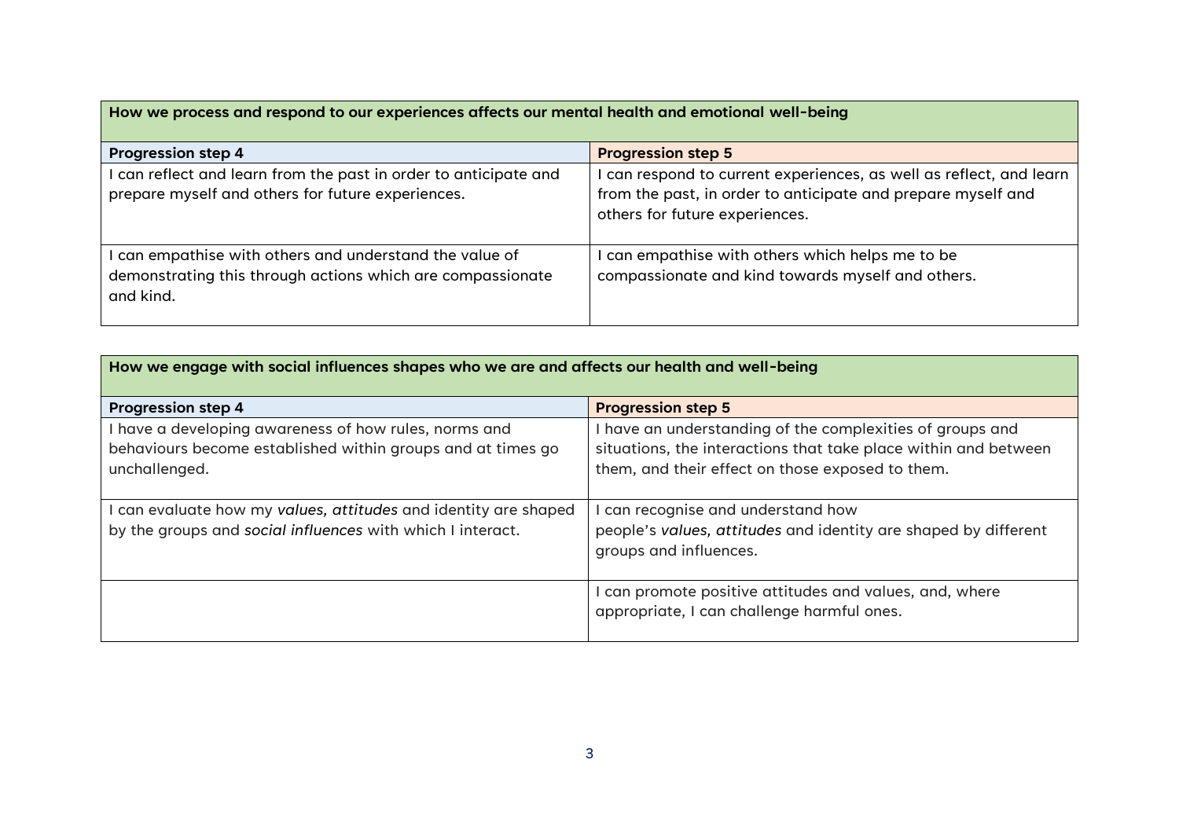| How we process and respond to our experiences affects our mental health and emotional well-being | |
|---|---|
| **Progression step 4** | **Progression step 5** |
| I can reflect and learn from the past in order to anticipate and prepare myself and others for future experiences. | I can respond to current experiences, as well as reflect, and learn from the past, in order to anticipate and prepare myself and others for future experiences. |
| I can empathise with others and understand the value of demonstrating this through actions which are compassionate and kind. | I can empathise with others which helps me to be compassionate and kind towards myself and others. |

| How we engage with social influences shapes who we are and affects our health and well-being | |
|---|---|
| **Progression step 4** | **Progression step 5** |
| I have a developing awareness of how rules, norms and behaviours become established within groups and at times go unchallenged. | I have an understanding of the complexities of groups and situations, the interactions that take place within and between them, and their effect on those exposed to them. |
| I can evaluate how my *values, attitudes* and identity are shaped by the groups and *social influences* with which I interact. | I can recognise and understand how people's *values, attitudes* and identity are shaped by different groups and influences. |
| | I can promote positive attitudes and values, and, where appropriate, I can challenge harmful ones. |